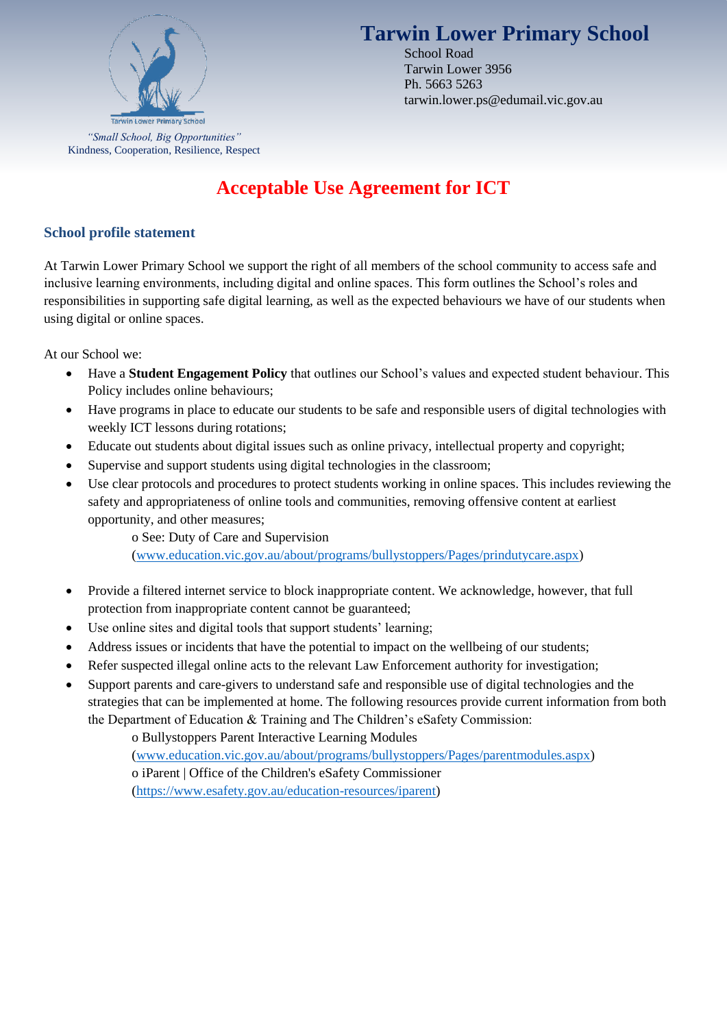Tarwin Lower Primary School

*"Small School, Big Opportunities"*
Kindness, Cooperation, Resilience, Respect

# Tarwin Lower Primary School

School Road
Tarwin Lower 3956
Ph. 5663 5263
tarwin.lower.ps@edumail.vic.gov.au

# Acceptable Use Agreement for ICT

## School profile statement

At Tarwin Lower Primary School we support the right of all members of the school community to access safe and inclusive learning environments, including digital and online spaces. This form outlines the School's roles and responsibilities in supporting safe digital learning, as well as the expected behaviours we have of our students when using digital or online spaces.

At our School we:

- Have a **Student Engagement Policy** that outlines our School's values and expected student behaviour. This Policy includes online behaviours;
- Have programs in place to educate our students to be safe and responsible users of digital technologies with weekly ICT lessons during rotations;
- Educate out students about digital issues such as online privacy, intellectual property and copyright;
- Supervise and support students using digital technologies in the classroom;
- Use clear protocols and procedures to protect students working in online spaces. This includes reviewing the safety and appropriateness of online tools and communities, removing offensive content at earliest opportunity, and other measures;
  - o See: Duty of Care and Supervision (www.education.vic.gov.au/about/programs/bullystoppers/Pages/prindutycare.aspx)
- Provide a filtered internet service to block inappropriate content. We acknowledge, however, that full protection from inappropriate content cannot be guaranteed;
- Use online sites and digital tools that support students' learning;
- Address issues or incidents that have the potential to impact on the wellbeing of our students;
- Refer suspected illegal online acts to the relevant Law Enforcement authority for investigation;
- Support parents and care-givers to understand safe and responsible use of digital technologies and the strategies that can be implemented at home. The following resources provide current information from both the Department of Education & Training and The Children's eSafety Commission:
  - o Bullystoppers Parent Interactive Learning Modules (www.education.vic.gov.au/about/programs/bullystoppers/Pages/parentmodules.aspx)
  - o iParent | Office of the Children's eSafety Commissioner (https://www.esafety.gov.au/education-resources/iparent)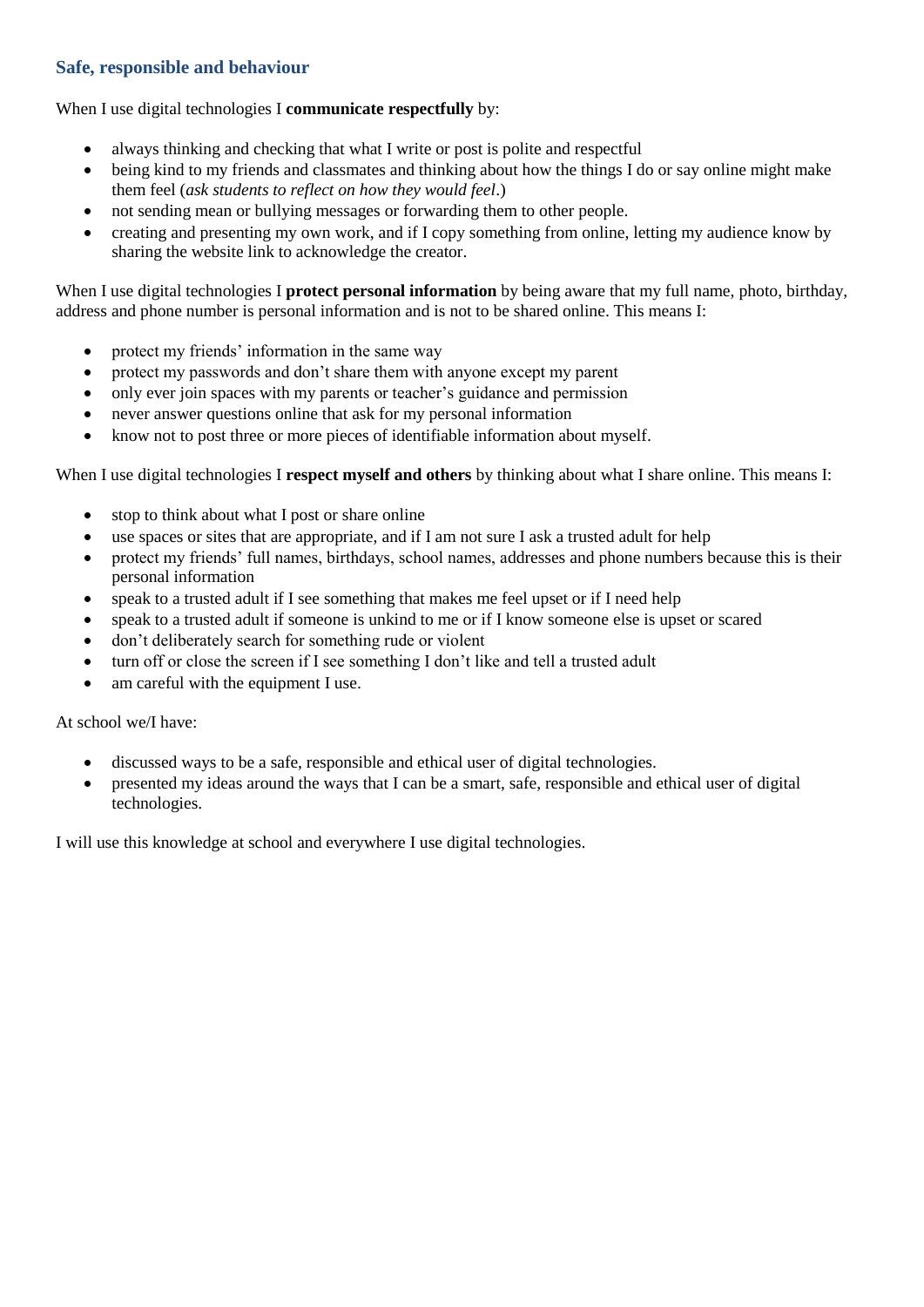### Safe, responsible and behaviour

When I use digital technologies I **communicate respectfully** by:

- always thinking and checking that what I write or post is polite and respectful
- being kind to my friends and classmates and thinking about how the things I do or say online might make them feel (*ask students to reflect on how they would feel*.)
- not sending mean or bullying messages or forwarding them to other people.
- creating and presenting my own work, and if I copy something from online, letting my audience know by sharing the website link to acknowledge the creator.

When I use digital technologies I **protect personal information** by being aware that my full name, photo, birthday, address and phone number is personal information and is not to be shared online. This means I:

- protect my friends' information in the same way
- protect my passwords and don't share them with anyone except my parent
- only ever join spaces with my parents or teacher's guidance and permission
- never answer questions online that ask for my personal information
- know not to post three or more pieces of identifiable information about myself.

When I use digital technologies I **respect myself and others** by thinking about what I share online. This means I:

- stop to think about what I post or share online
- use spaces or sites that are appropriate, and if I am not sure I ask a trusted adult for help
- protect my friends' full names, birthdays, school names, addresses and phone numbers because this is their personal information
- speak to a trusted adult if I see something that makes me feel upset or if I need help
- speak to a trusted adult if someone is unkind to me or if I know someone else is upset or scared
- don't deliberately search for something rude or violent
- turn off or close the screen if I see something I don't like and tell a trusted adult
- am careful with the equipment I use.

At school we/I have:

- discussed ways to be a safe, responsible and ethical user of digital technologies.
- presented my ideas around the ways that I can be a smart, safe, responsible and ethical user of digital technologies.

I will use this knowledge at school and everywhere I use digital technologies.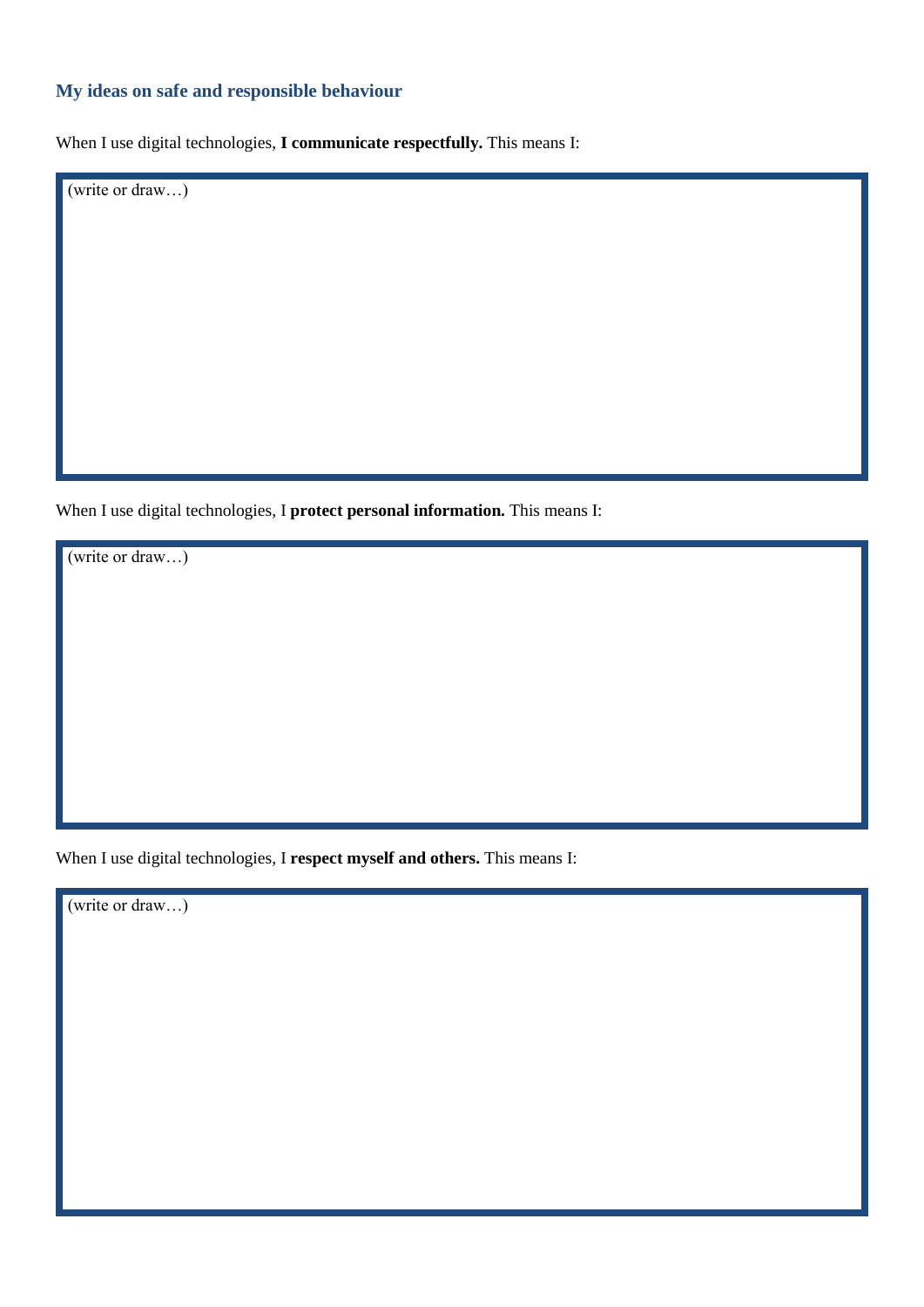### My ideas on safe and responsible behaviour

When I use digital technologies, **I communicate respectfully.** This means I:

| (write or draw…) |
|---|
| |

When I use digital technologies, I **protect personal information.** This means I:

| (write or draw…) |
|---|
| |

When I use digital technologies, I **respect myself and others.** This means I:

| (write or draw…) |
|---|
| |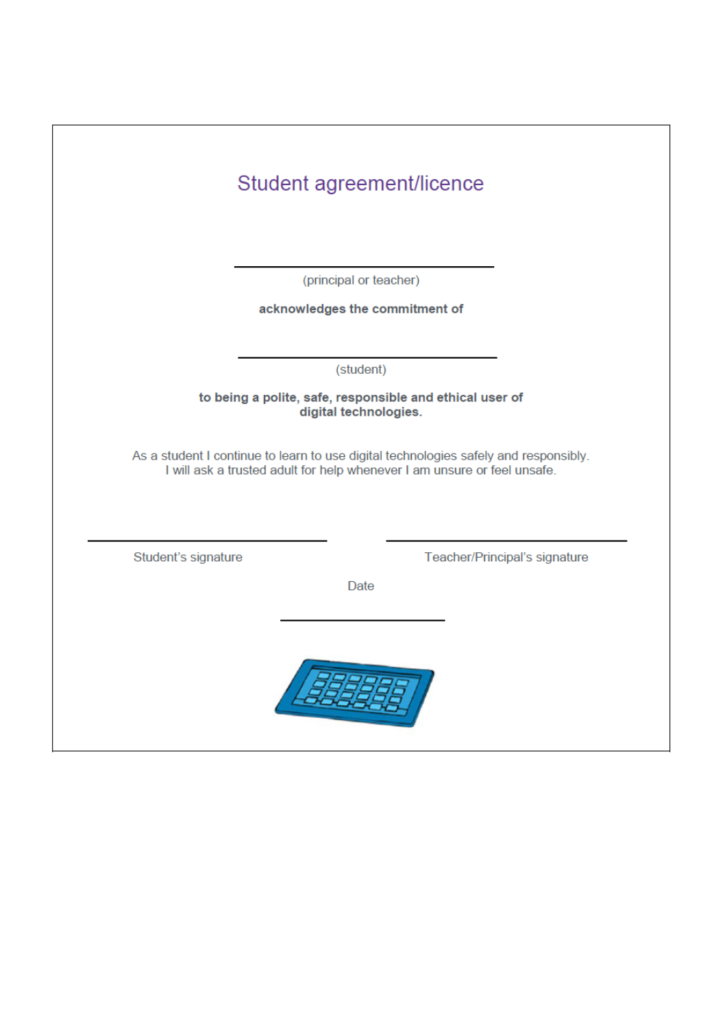# Student agreement/licence

\_\_\_\_\_\_\_\_\_\_\_\_\_\_\_\_\_\_\_\_\_\_\_\_\_\_\_\_\_\_

(principal or teacher)

**acknowledges the commitment of**

\_\_\_\_\_\_\_\_\_\_\_\_\_\_\_\_\_\_\_\_\_\_\_\_\_\_\_\_\_\_

(student)

**to being a polite, safe, responsible and ethical user of digital technologies.**

As a student I continue to learn to use digital technologies safely and responsibly. I will ask a trusted adult for help whenever I am unsure or feel unsafe.

\_\_\_\_\_\_\_\_\_\_\_\_\_\_\_\_\_\_\_\_\_\_\_\_\_\_\_\_\_\_

Student's signature

\_\_\_\_\_\_\_\_\_\_\_\_\_\_\_\_\_\_\_\_\_\_\_\_\_\_\_\_\_\_

Teacher/Principal's signature

Date

\_\_\_\_\_\_\_\_\_\_\_\_\_\_\_\_\_\_\_\_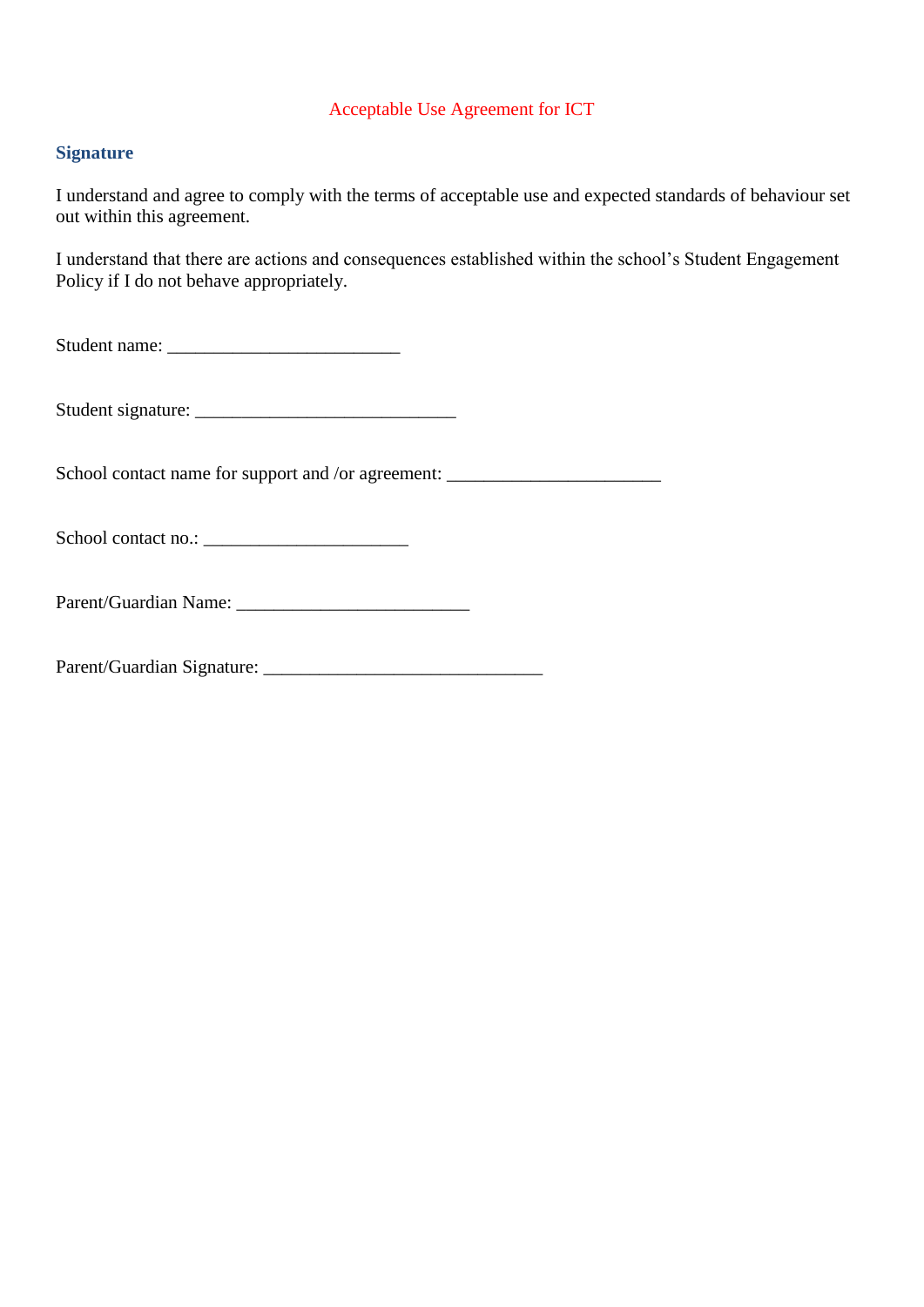Acceptable Use Agreement for ICT

## Signature

I understand and agree to comply with the terms of acceptable use and expected standards of behaviour set out within this agreement.

I understand that there are actions and consequences established within the school's Student Engagement Policy if I do not behave appropriately.

Student name: _________________________

Student signature: ____________________________

School contact name for support and /or agreement: _______________________

School contact no.: ______________________

Parent/Guardian Name: _________________________

Parent/Guardian Signature: ______________________________